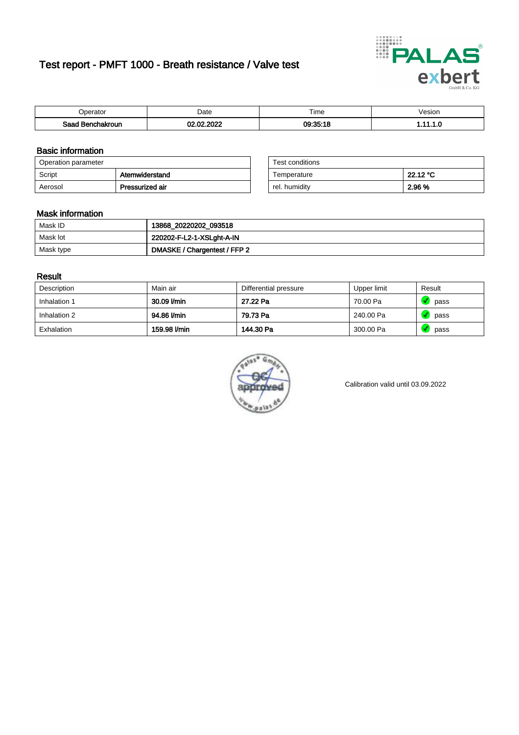# Test report - PMFT 1000 - Breath resistance / Valve test

| Operator | Date | Time | Vesion |
|---|---|---|---|
| Saad Benchakroun | 02.02.2022 | 09:35:18 | 1.11.1.0 |

## Basic information

| Operation parameter | |
|---|---|
| Script | Atemwiderstand |
| Aerosol | Pressurized air |

| Test conditions | |
|---|---|
| Temperature | 22.12 °C |
| rel. humidity | 2.96 % |

## Mask information

| | |
|---|---|
| Mask ID | 13868_20220202_093518 |
| Mask lot | 220202-F-L2-1-XSLght-A-IN |
| Mask type | DMASKE / Chargentest / FFP 2 |

## Result

| Description | Main air | Differential pressure | Upper limit | Result |
|---|---|---|---|---|
| Inhalation 1 | 30.09 l/min | 27.22 Pa | 70.00 Pa | pass |
| Inhalation 2 | 94.86 l/min | 79.73 Pa | 240.00 Pa | pass |
| Exhalation | 159.98 l/min | 144.30 Pa | 300.00 Pa | pass |

Calibration valid until 03.09.2022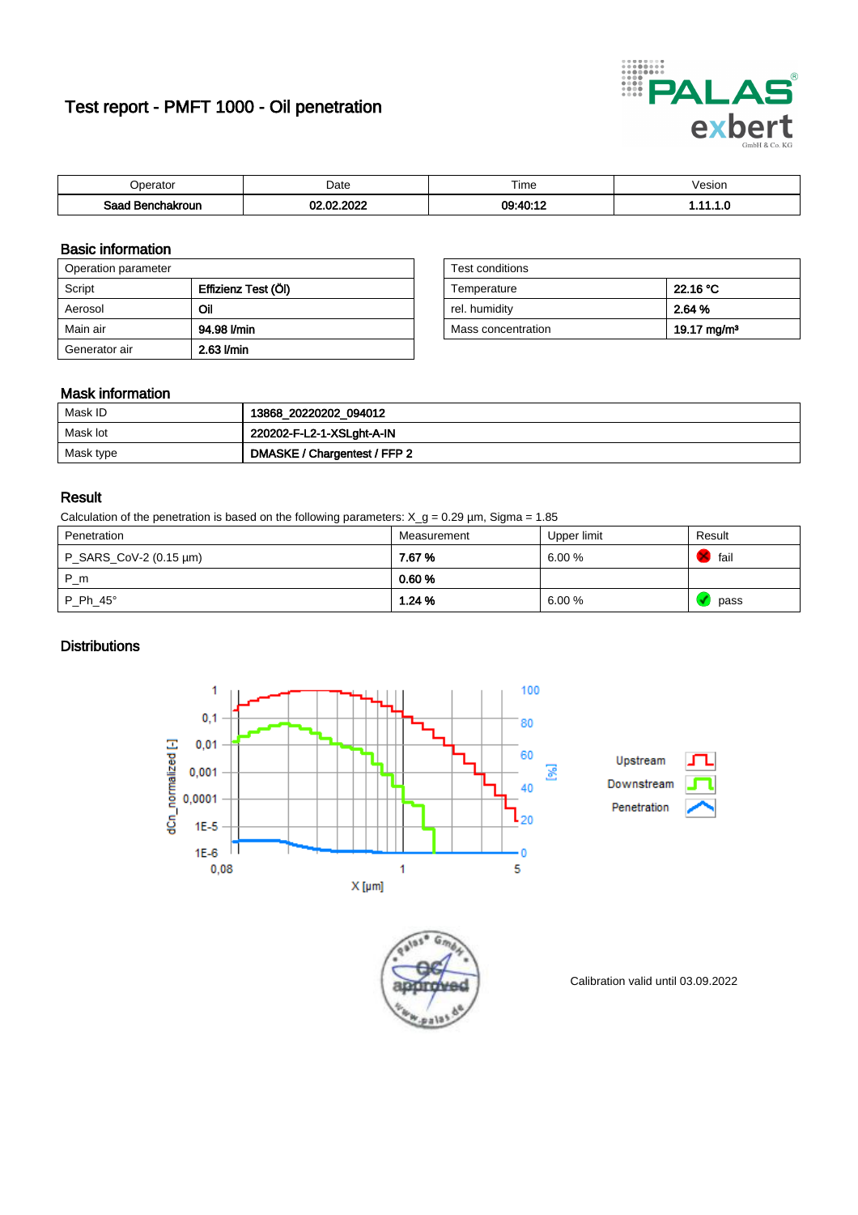# Test report - PMFT 1000 - Oil penetration

| Operator | Date | Time | Vesion |
|---|---|---|---|
| **Saad Benchakroun** | **02.02.2022** | **09:40:12** | **1.11.1.0** |

## Basic information

| Operation parameter | |
|---|---|
| Script | **Effizienz Test (Öl)** |
| Aerosol | **Oil** |
| Main air | **94.98 l/min** |
| Generator air | **2.63 l/min** |

| Test conditions | |
|---|---|
| Temperature | **22.16 °C** |
| rel. humidity | **2.64 %** |
| Mass concentration | **19.17 mg/m³** |

## Mask information

| | |
|---|---|
| Mask ID | **13868_20220202_094012** |
| Mask lot | **220202-F-L2-1-XSLght-A-IN** |
| Mask type | **DMASKE / Chargentest / FFP 2** |

## Result

Calculation of the penetration is based on the following parameters: X_g = 0.29 µm, Sigma = 1.85

| Penetration | Measurement | Upper limit | Result |
|---|---|---|---|
| P_SARS_CoV-2 (0.15 µm) | **7.67 %** | 6.00 % | fail |
| P_m | **0.60 %** | | |
| P_Ph_45° | **1.24 %** | 6.00 % | pass |

## Distributions

dCn_normalized [-]
1
0,1
0,01
0,001
0,0001
1E-5
1E-6
0,08
1
5
X [µm]
100
80
60
40
20
0
[%]

Upstream
Downstream
Penetration

Calibration valid until 03.09.2022